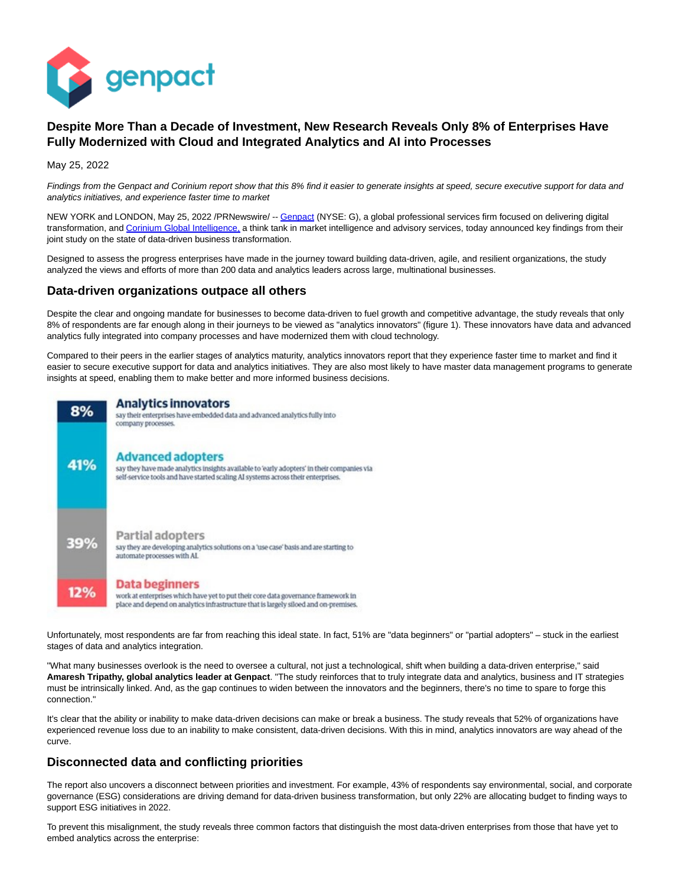# Despite More Than a Decade of Investment, New Research Reveals Only 8% of Enterprises Have Fully Modernized with Cloud and Integrated Analytics and AI into Processes

May 25, 2022

*Findings from the Genpact and Corinium report show that this 8% find it easier to generate insights at speed, secure executive support for data and analytics initiatives, and experience faster time to market*

NEW YORK and LONDON, May 25, 2022 /PRNewswire/ -- Genpact (NYSE: G), a global professional services firm focused on delivering digital transformation, and Corinium Global Intelligence, a think tank in market intelligence and advisory services, today announced key findings from their joint study on the state of data-driven business transformation.

Designed to assess the progress enterprises have made in the journey toward building data-driven, agile, and resilient organizations, the study analyzed the views and efforts of more than 200 data and analytics leaders across large, multinational businesses.

## Data-driven organizations outpace all others

Despite the clear and ongoing mandate for businesses to become data-driven to fuel growth and competitive advantage, the study reveals that only 8% of respondents are far enough along in their journeys to be viewed as "analytics innovators" (figure 1). These innovators have data and advanced analytics fully integrated into company processes and have modernized them with cloud technology.

Compared to their peers in the earlier stages of analytics maturity, analytics innovators report that they experience faster time to market and find it easier to secure executive support for data and analytics initiatives. They are also most likely to have master data management programs to generate insights at speed, enabling them to make better and more informed business decisions.

| | |
|---|---|
| 8% | **Analytics innovators** say their enterprises have embedded data and advanced analytics fully into company processes. |
| 41% | **Advanced adopters** say they have made analytics insights available to 'early adopters' in their companies via self-service tools and have started scaling AI systems across their enterprises. |
| 39% | **Partial adopters** say they are developing analytics solutions on a 'use case' basis and are starting to automate processes with AI. |
| 12% | **Data beginners** work at enterprises which have yet to put their core data governance framework in place and depend on analytics infrastructure that is largely siloed and on-premises. |

Unfortunately, most respondents are far from reaching this ideal state. In fact, 51% are "data beginners" or "partial adopters" – stuck in the earliest stages of data and analytics integration.

"What many businesses overlook is the need to oversee a cultural, not just a technological, shift when building a data-driven enterprise," said **Amaresh Tripathy, global analytics leader at Genpact**. "The study reinforces that to truly integrate data and analytics, business and IT strategies must be intrinsically linked. And, as the gap continues to widen between the innovators and the beginners, there's no time to spare to forge this connection."

It's clear that the ability or inability to make data-driven decisions can make or break a business. The study reveals that 52% of organizations have experienced revenue loss due to an inability to make consistent, data-driven decisions. With this in mind, analytics innovators are way ahead of the curve.

## Disconnected data and conflicting priorities

The report also uncovers a disconnect between priorities and investment. For example, 43% of respondents say environmental, social, and corporate governance (ESG) considerations are driving demand for data-driven business transformation, but only 22% are allocating budget to finding ways to support ESG initiatives in 2022.

To prevent this misalignment, the study reveals three common factors that distinguish the most data-driven enterprises from those that have yet to embed analytics across the enterprise: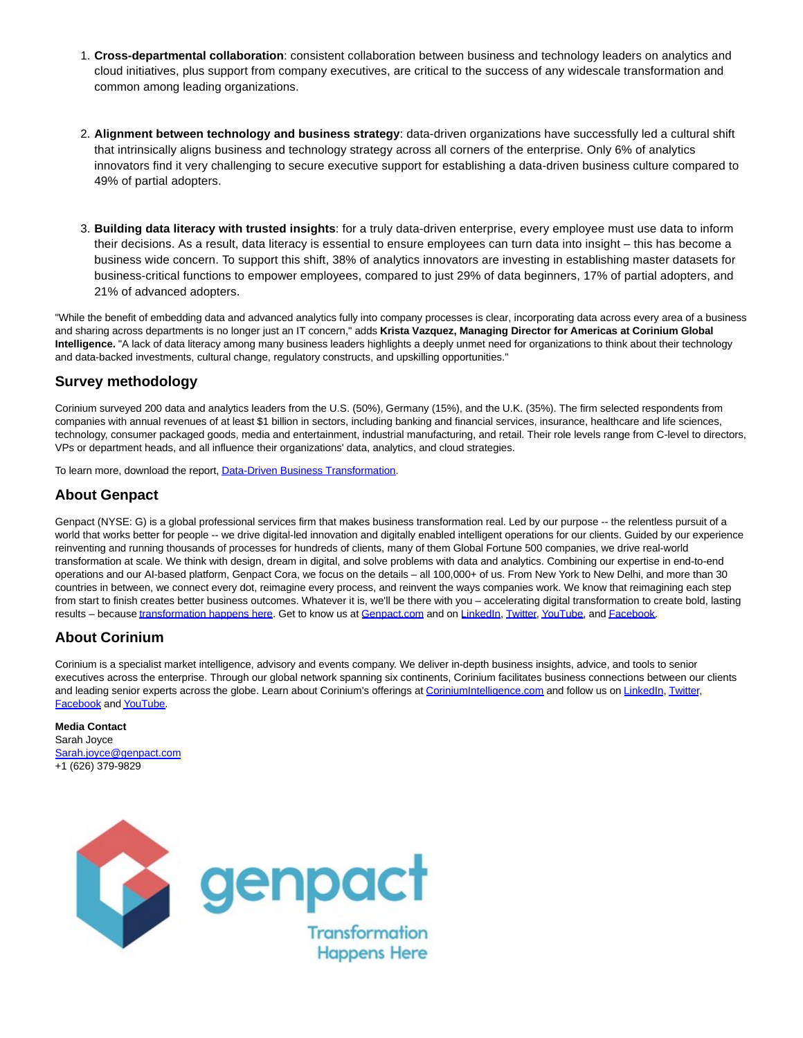1. **Cross-departmental collaboration**: consistent collaboration between business and technology leaders on analytics and cloud initiatives, plus support from company executives, are critical to the success of any widescale transformation and common among leading organizations.

2. **Alignment between technology and business strategy**: data-driven organizations have successfully led a cultural shift that intrinsically aligns business and technology strategy across all corners of the enterprise. Only 6% of analytics innovators find it very challenging to secure executive support for establishing a data-driven business culture compared to 49% of partial adopters.

3. **Building data literacy with trusted insights**: for a truly data-driven enterprise, every employee must use data to inform their decisions. As a result, data literacy is essential to ensure employees can turn data into insight – this has become a business wide concern. To support this shift, 38% of analytics innovators are investing in establishing master datasets for business-critical functions to empower employees, compared to just 29% of data beginners, 17% of partial adopters, and 21% of advanced adopters.

"While the benefit of embedding data and advanced analytics fully into company processes is clear, incorporating data across every area of a business and sharing across departments is no longer just an IT concern," adds **Krista Vazquez, Managing Director for Americas at Corinium Global Intelligence.** "A lack of data literacy among many business leaders highlights a deeply unmet need for organizations to think about their technology and data-backed investments, cultural change, regulatory constructs, and upskilling opportunities."

## Survey methodology

Corinium surveyed 200 data and analytics leaders from the U.S. (50%), Germany (15%), and the U.K. (35%). The firm selected respondents from companies with annual revenues of at least $1 billion in sectors, including banking and financial services, insurance, healthcare and life sciences, technology, consumer packaged goods, media and entertainment, industrial manufacturing, and retail. Their role levels range from C-level to directors, VPs or department heads, and all influence their organizations' data, analytics, and cloud strategies.

To learn more, download the report, Data-Driven Business Transformation.

## About Genpact

Genpact (NYSE: G) is a global professional services firm that makes business transformation real. Led by our purpose -- the relentless pursuit of a world that works better for people -- we drive digital-led innovation and digitally enabled intelligent operations for our clients. Guided by our experience reinventing and running thousands of processes for hundreds of clients, many of them Global Fortune 500 companies, we drive real-world transformation at scale. We think with design, dream in digital, and solve problems with data and analytics. Combining our expertise in end-to-end operations and our AI-based platform, Genpact Cora, we focus on the details – all 100,000+ of us. From New York to New Delhi, and more than 30 countries in between, we connect every dot, reimagine every process, and reinvent the ways companies work. We know that reimagining each step from start to finish creates better business outcomes. Whatever it is, we'll be there with you – accelerating digital transformation to create bold, lasting results – because transformation happens here. Get to know us at Genpact.com and on LinkedIn, Twitter, YouTube, and Facebook.

## About Corinium

Corinium is a specialist market intelligence, advisory and events company. We deliver in-depth business insights, advice, and tools to senior executives across the enterprise. Through our global network spanning six continents, Corinium facilitates business connections between our clients and leading senior experts across the globe. Learn about Corinium's offerings at CoriniumIntelligence.com and follow us on LinkedIn, Twitter, Facebook and YouTube.

**Media Contact**
Sarah Joyce
Sarah.joyce@genpact.com
+1 (626) 379-9829

genpact
Transformation Happens Here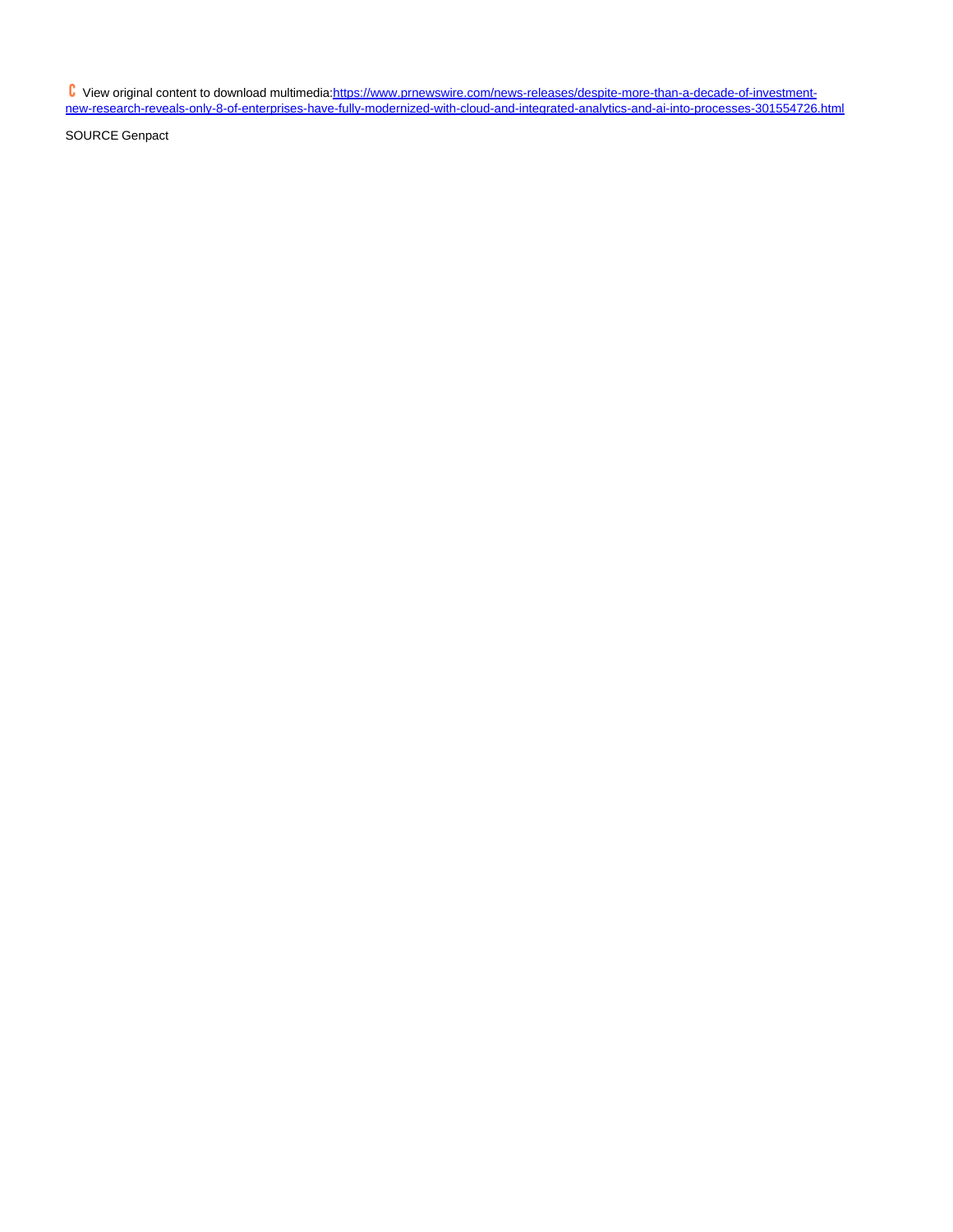View original content to download multimedia:https://www.prnewswire.com/news-releases/despite-more-than-a-decade-of-investment-new-research-reveals-only-8-of-enterprises-have-fully-modernized-with-cloud-and-integrated-analytics-and-ai-into-processes-301554726.html

SOURCE Genpact